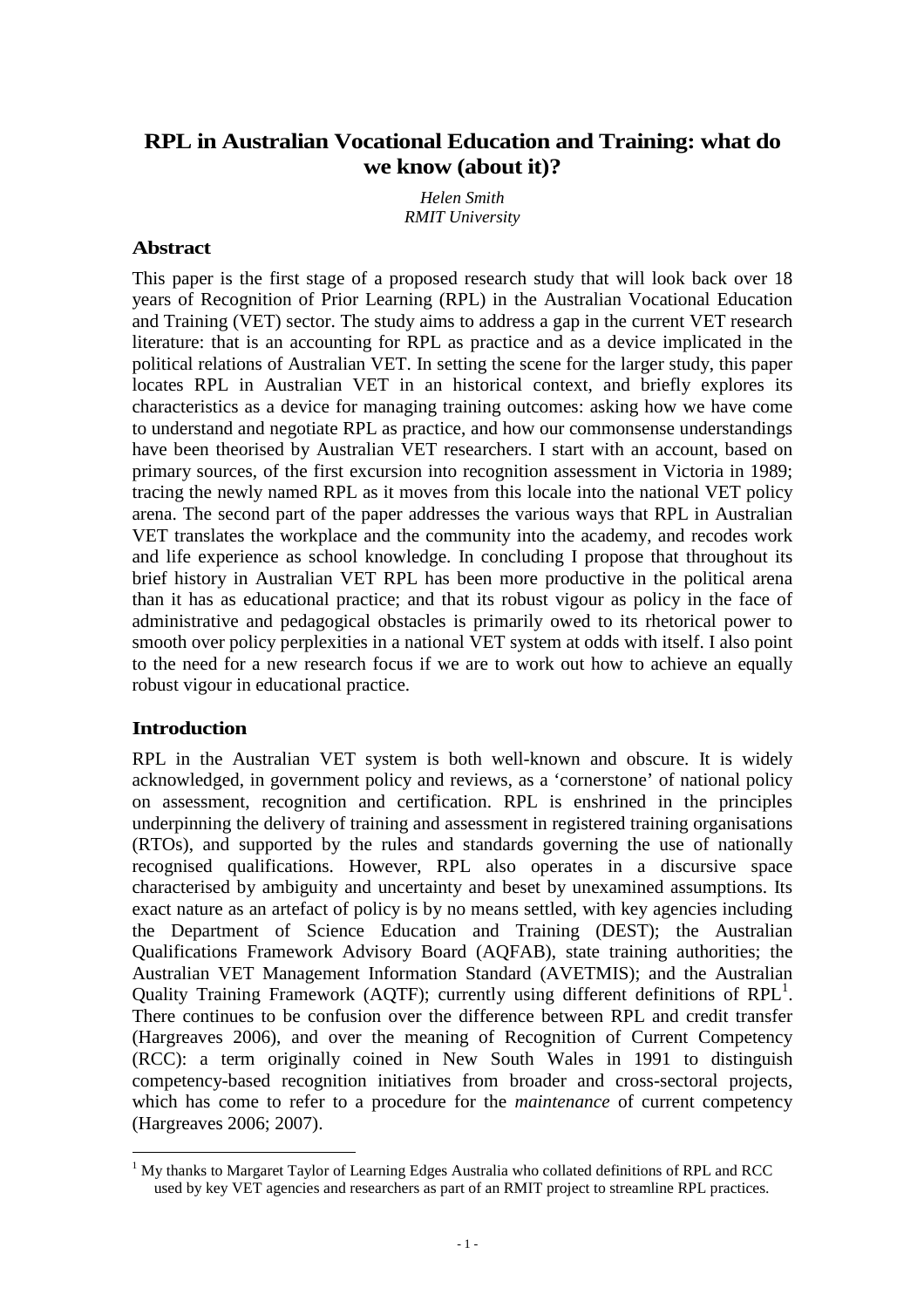# RPL in Australian Vocational Education and Training: what do we know (about it)?

*Helen Smith*
*RMIT University*

## Abstract

This paper is the first stage of a proposed research study that will look back over 18 years of Recognition of Prior Learning (RPL) in the Australian Vocational Education and Training (VET) sector. The study aims to address a gap in the current VET research literature: that is an accounting for RPL as practice and as a device implicated in the political relations of Australian VET. In setting the scene for the larger study, this paper locates RPL in Australian VET in an historical context, and briefly explores its characteristics as a device for managing training outcomes: asking how we have come to understand and negotiate RPL as practice, and how our commonsense understandings have been theorised by Australian VET researchers. I start with an account, based on primary sources, of the first excursion into recognition assessment in Victoria in 1989; tracing the newly named RPL as it moves from this locale into the national VET policy arena. The second part of the paper addresses the various ways that RPL in Australian VET translates the workplace and the community into the academy, and recodes work and life experience as school knowledge. In concluding I propose that throughout its brief history in Australian VET RPL has been more productive in the political arena than it has as educational practice; and that its robust vigour as policy in the face of administrative and pedagogical obstacles is primarily owed to its rhetorical power to smooth over policy perplexities in a national VET system at odds with itself. I also point to the need for a new research focus if we are to work out how to achieve an equally robust vigour in educational practice.

## Introduction

RPL in the Australian VET system is both well-known and obscure. It is widely acknowledged, in government policy and reviews, as a 'cornerstone' of national policy on assessment, recognition and certification. RPL is enshrined in the principles underpinning the delivery of training and assessment in registered training organisations (RTOs), and supported by the rules and standards governing the use of nationally recognised qualifications. However, RPL also operates in a discursive space characterised by ambiguity and uncertainty and beset by unexamined assumptions. Its exact nature as an artefact of policy is by no means settled, with key agencies including the Department of Science Education and Training (DEST); the Australian Qualifications Framework Advisory Board (AQFAB), state training authorities; the Australian VET Management Information Standard (AVETMIS); and the Australian Quality Training Framework (AQTF); currently using different definitions of RPL[1]. There continues to be confusion over the difference between RPL and credit transfer (Hargreaves 2006), and over the meaning of Recognition of Current Competency (RCC): a term originally coined in New South Wales in 1991 to distinguish competency-based recognition initiatives from broader and cross-sectoral projects, which has come to refer to a procedure for the *maintenance* of current competency (Hargreaves 2006; 2007).

[1] My thanks to Margaret Taylor of Learning Edges Australia who collated definitions of RPL and RCC used by key VET agencies and researchers as part of an RMIT project to streamline RPL practices.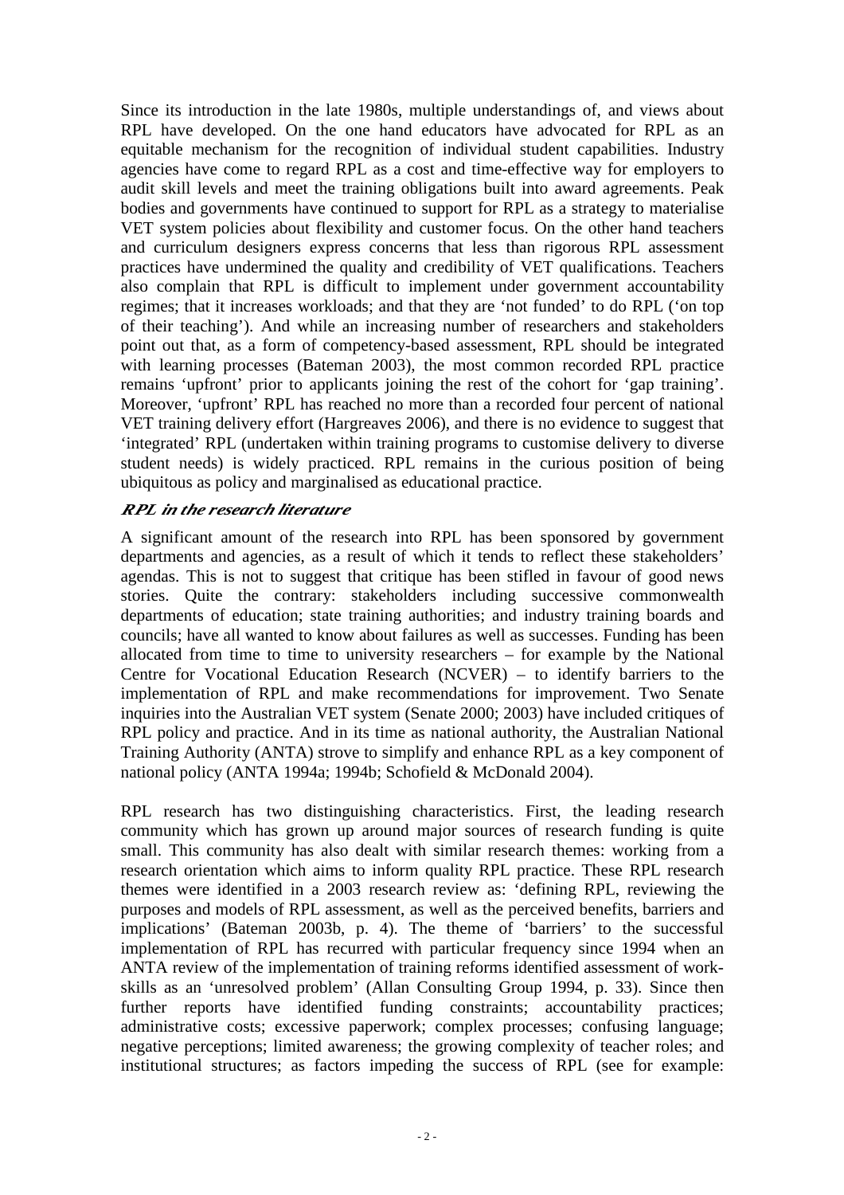Since its introduction in the late 1980s, multiple understandings of, and views about RPL have developed. On the one hand educators have advocated for RPL as an equitable mechanism for the recognition of individual student capabilities. Industry agencies have come to regard RPL as a cost and time-effective way for employers to audit skill levels and meet the training obligations built into award agreements. Peak bodies and governments have continued to support for RPL as a strategy to materialise VET system policies about flexibility and customer focus. On the other hand teachers and curriculum designers express concerns that less than rigorous RPL assessment practices have undermined the quality and credibility of VET qualifications. Teachers also complain that RPL is difficult to implement under government accountability regimes; that it increases workloads; and that they are 'not funded' to do RPL ('on top of their teaching'). And while an increasing number of researchers and stakeholders point out that, as a form of competency-based assessment, RPL should be integrated with learning processes (Bateman 2003), the most common recorded RPL practice remains 'upfront' prior to applicants joining the rest of the cohort for 'gap training'. Moreover, 'upfront' RPL has reached no more than a recorded four percent of national VET training delivery effort (Hargreaves 2006), and there is no evidence to suggest that 'integrated' RPL (undertaken within training programs to customise delivery to diverse student needs) is widely practiced. RPL remains in the curious position of being ubiquitous as policy and marginalised as educational practice.

### *RPL in the research literature*

A significant amount of the research into RPL has been sponsored by government departments and agencies, as a result of which it tends to reflect these stakeholders' agendas. This is not to suggest that critique has been stifled in favour of good news stories. Quite the contrary: stakeholders including successive commonwealth departments of education; state training authorities; and industry training boards and councils; have all wanted to know about failures as well as successes. Funding has been allocated from time to time to university researchers – for example by the National Centre for Vocational Education Research (NCVER) – to identify barriers to the implementation of RPL and make recommendations for improvement. Two Senate inquiries into the Australian VET system (Senate 2000; 2003) have included critiques of RPL policy and practice. And in its time as national authority, the Australian National Training Authority (ANTA) strove to simplify and enhance RPL as a key component of national policy (ANTA 1994a; 1994b; Schofield & McDonald 2004).

RPL research has two distinguishing characteristics. First, the leading research community which has grown up around major sources of research funding is quite small. This community has also dealt with similar research themes: working from a research orientation which aims to inform quality RPL practice. These RPL research themes were identified in a 2003 research review as: 'defining RPL, reviewing the purposes and models of RPL assessment, as well as the perceived benefits, barriers and implications' (Bateman 2003b, p. 4). The theme of 'barriers' to the successful implementation of RPL has recurred with particular frequency since 1994 when an ANTA review of the implementation of training reforms identified assessment of work-skills as an 'unresolved problem' (Allan Consulting Group 1994, p. 33). Since then further reports have identified funding constraints; accountability practices; administrative costs; excessive paperwork; complex processes; confusing language; negative perceptions; limited awareness; the growing complexity of teacher roles; and institutional structures; as factors impeding the success of RPL (see for example: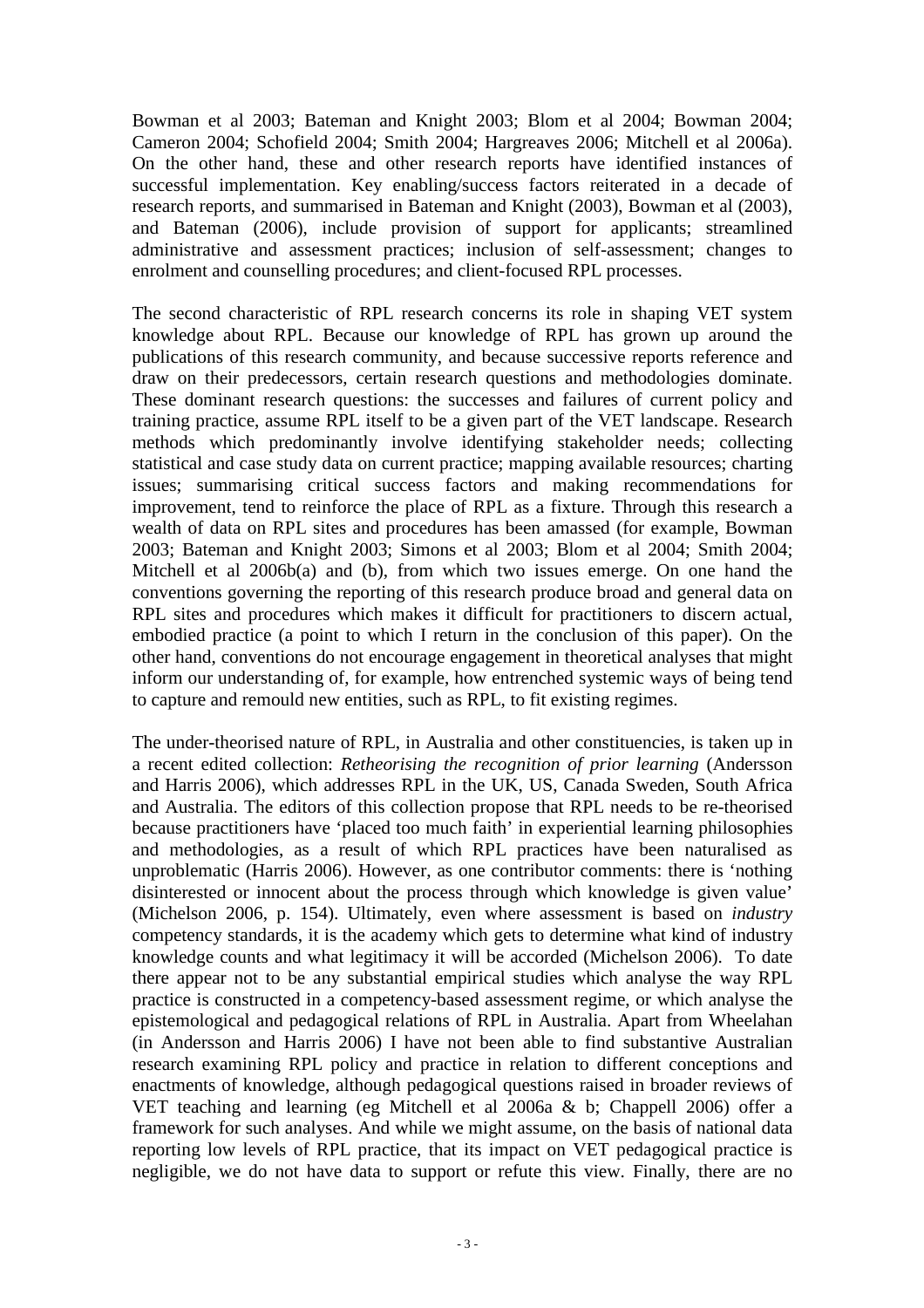Bowman et al 2003; Bateman and Knight 2003; Blom et al 2004; Bowman 2004; Cameron 2004; Schofield 2004; Smith 2004; Hargreaves 2006; Mitchell et al 2006a). On the other hand, these and other research reports have identified instances of successful implementation. Key enabling/success factors reiterated in a decade of research reports, and summarised in Bateman and Knight (2003), Bowman et al (2003), and Bateman (2006), include provision of support for applicants; streamlined administrative and assessment practices; inclusion of self-assessment; changes to enrolment and counselling procedures; and client-focused RPL processes.

The second characteristic of RPL research concerns its role in shaping VET system knowledge about RPL. Because our knowledge of RPL has grown up around the publications of this research community, and because successive reports reference and draw on their predecessors, certain research questions and methodologies dominate. These dominant research questions: the successes and failures of current policy and training practice, assume RPL itself to be a given part of the VET landscape. Research methods which predominantly involve identifying stakeholder needs; collecting statistical and case study data on current practice; mapping available resources; charting issues; summarising critical success factors and making recommendations for improvement, tend to reinforce the place of RPL as a fixture. Through this research a wealth of data on RPL sites and procedures has been amassed (for example, Bowman 2003; Bateman and Knight 2003; Simons et al 2003; Blom et al 2004; Smith 2004; Mitchell et al 2006b(a) and (b), from which two issues emerge. On one hand the conventions governing the reporting of this research produce broad and general data on RPL sites and procedures which makes it difficult for practitioners to discern actual, embodied practice (a point to which I return in the conclusion of this paper). On the other hand, conventions do not encourage engagement in theoretical analyses that might inform our understanding of, for example, how entrenched systemic ways of being tend to capture and remould new entities, such as RPL, to fit existing regimes.

The under-theorised nature of RPL, in Australia and other constituencies, is taken up in a recent edited collection: *Retheorising the recognition of prior learning* (Andersson and Harris 2006), which addresses RPL in the UK, US, Canada Sweden, South Africa and Australia. The editors of this collection propose that RPL needs to be re-theorised because practitioners have 'placed too much faith' in experiential learning philosophies and methodologies, as a result of which RPL practices have been naturalised as unproblematic (Harris 2006). However, as one contributor comments: there is 'nothing disinterested or innocent about the process through which knowledge is given value' (Michelson 2006, p. 154). Ultimately, even where assessment is based on *industry* competency standards, it is the academy which gets to determine what kind of industry knowledge counts and what legitimacy it will be accorded (Michelson 2006). To date there appear not to be any substantial empirical studies which analyse the way RPL practice is constructed in a competency-based assessment regime, or which analyse the epistemological and pedagogical relations of RPL in Australia. Apart from Wheelahan (in Andersson and Harris 2006) I have not been able to find substantive Australian research examining RPL policy and practice in relation to different conceptions and enactments of knowledge, although pedagogical questions raised in broader reviews of VET teaching and learning (eg Mitchell et al 2006a & b; Chappell 2006) offer a framework for such analyses. And while we might assume, on the basis of national data reporting low levels of RPL practice, that its impact on VET pedagogical practice is negligible, we do not have data to support or refute this view. Finally, there are no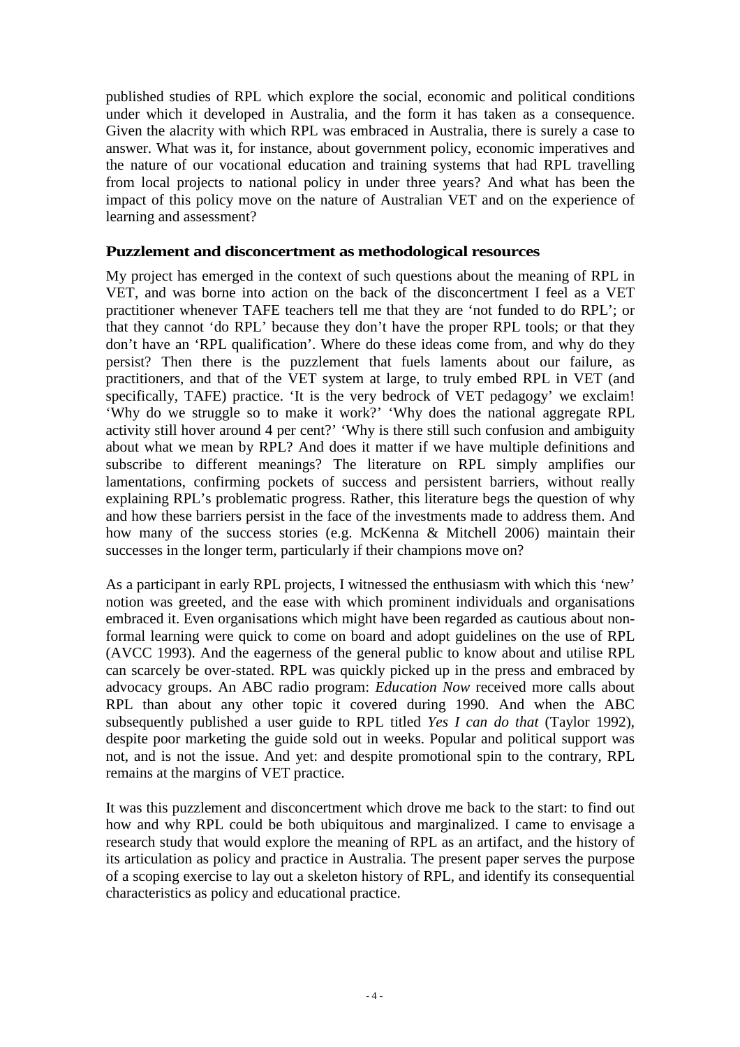published studies of RPL which explore the social, economic and political conditions under which it developed in Australia, and the form it has taken as a consequence. Given the alacrity with which RPL was embraced in Australia, there is surely a case to answer. What was it, for instance, about government policy, economic imperatives and the nature of our vocational education and training systems that had RPL travelling from local projects to national policy in under three years? And what has been the impact of this policy move on the nature of Australian VET and on the experience of learning and assessment?

## Puzzlement and disconcertment as methodological resources

My project has emerged in the context of such questions about the meaning of RPL in VET, and was borne into action on the back of the disconcertment I feel as a VET practitioner whenever TAFE teachers tell me that they are 'not funded to do RPL'; or that they cannot 'do RPL' because they don't have the proper RPL tools; or that they don't have an 'RPL qualification'. Where do these ideas come from, and why do they persist? Then there is the puzzlement that fuels laments about our failure, as practitioners, and that of the VET system at large, to truly embed RPL in VET (and specifically, TAFE) practice. 'It is the very bedrock of VET pedagogy' we exclaim! 'Why do we struggle so to make it work?' 'Why does the national aggregate RPL activity still hover around 4 per cent?' 'Why is there still such confusion and ambiguity about what we mean by RPL? And does it matter if we have multiple definitions and subscribe to different meanings? The literature on RPL simply amplifies our lamentations, confirming pockets of success and persistent barriers, without really explaining RPL's problematic progress. Rather, this literature begs the question of why and how these barriers persist in the face of the investments made to address them. And how many of the success stories (e.g. McKenna & Mitchell 2006) maintain their successes in the longer term, particularly if their champions move on?

As a participant in early RPL projects, I witnessed the enthusiasm with which this 'new' notion was greeted, and the ease with which prominent individuals and organisations embraced it. Even organisations which might have been regarded as cautious about non-formal learning were quick to come on board and adopt guidelines on the use of RPL (AVCC 1993). And the eagerness of the general public to know about and utilise RPL can scarcely be over-stated. RPL was quickly picked up in the press and embraced by advocacy groups. An ABC radio program: *Education Now* received more calls about RPL than about any other topic it covered during 1990. And when the ABC subsequently published a user guide to RPL titled *Yes I can do that* (Taylor 1992), despite poor marketing the guide sold out in weeks. Popular and political support was not, and is not the issue. And yet: and despite promotional spin to the contrary, RPL remains at the margins of VET practice.

It was this puzzlement and disconcertment which drove me back to the start: to find out how and why RPL could be both ubiquitous and marginalized. I came to envisage a research study that would explore the meaning of RPL as an artifact, and the history of its articulation as policy and practice in Australia. The present paper serves the purpose of a scoping exercise to lay out a skeleton history of RPL, and identify its consequential characteristics as policy and educational practice.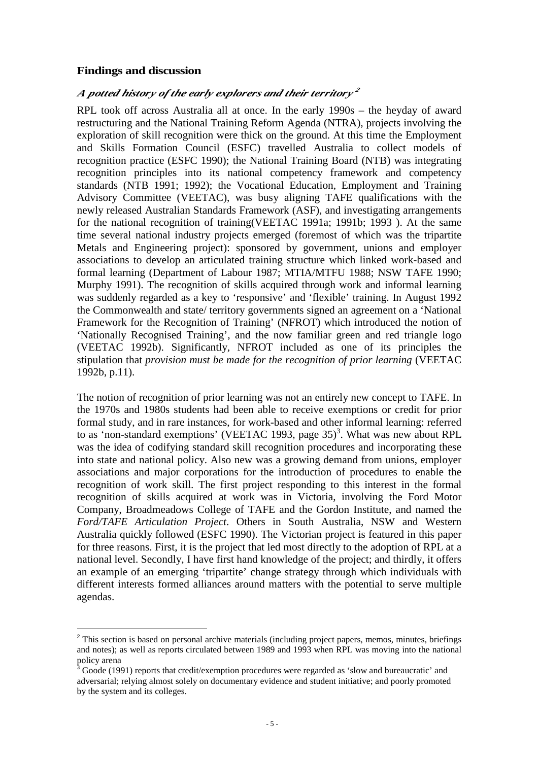## Findings and discussion

### *A potted history of the early explorers and their territory* [2]

RPL took off across Australia all at once. In the early 1990s – the heyday of award restructuring and the National Training Reform Agenda (NTRA), projects involving the exploration of skill recognition were thick on the ground. At this time the Employment and Skills Formation Council (ESFC) travelled Australia to collect models of recognition practice (ESFC 1990); the National Training Board (NTB) was integrating recognition principles into its national competency framework and competency standards (NTB 1991; 1992); the Vocational Education, Employment and Training Advisory Committee (VEETAC), was busy aligning TAFE qualifications with the newly released Australian Standards Framework (ASF), and investigating arrangements for the national recognition of training(VEETAC 1991a; 1991b; 1993 ). At the same time several national industry projects emerged (foremost of which was the tripartite Metals and Engineering project): sponsored by government, unions and employer associations to develop an articulated training structure which linked work-based and formal learning (Department of Labour 1987; MTIA/MTFU 1988; NSW TAFE 1990; Murphy 1991). The recognition of skills acquired through work and informal learning was suddenly regarded as a key to 'responsive' and 'flexible' training. In August 1992 the Commonwealth and state/ territory governments signed an agreement on a 'National Framework for the Recognition of Training' (NFROT) which introduced the notion of 'Nationally Recognised Training', and the now familiar green and red triangle logo (VEETAC 1992b). Significantly, NFROT included as one of its principles the stipulation that *provision must be made for the recognition of prior learning* (VEETAC 1992b, p.11).

The notion of recognition of prior learning was not an entirely new concept to TAFE. In the 1970s and 1980s students had been able to receive exemptions or credit for prior formal study, and in rare instances, for work-based and other informal learning: referred to as 'non-standard exemptions' (VEETAC 1993, page 35)[3]. What was new about RPL was the idea of codifying standard skill recognition procedures and incorporating these into state and national policy. Also new was a growing demand from unions, employer associations and major corporations for the introduction of procedures to enable the recognition of work skill. The first project responding to this interest in the formal recognition of skills acquired at work was in Victoria, involving the Ford Motor Company, Broadmeadows College of TAFE and the Gordon Institute, and named the *Ford/TAFE Articulation Project*. Others in South Australia, NSW and Western Australia quickly followed (ESFC 1990). The Victorian project is featured in this paper for three reasons. First, it is the project that led most directly to the adoption of RPL at a national level. Secondly, I have first hand knowledge of the project; and thirdly, it offers an example of an emerging 'tripartite' change strategy through which individuals with different interests formed alliances around matters with the potential to serve multiple agendas.

---

[2] This section is based on personal archive materials (including project papers, memos, minutes, briefings and notes); as well as reports circulated between 1989 and 1993 when RPL was moving into the national policy arena

[3] Goode (1991) reports that credit/exemption procedures were regarded as 'slow and bureaucratic' and adversarial; relying almost solely on documentary evidence and student initiative; and poorly promoted by the system and its colleges.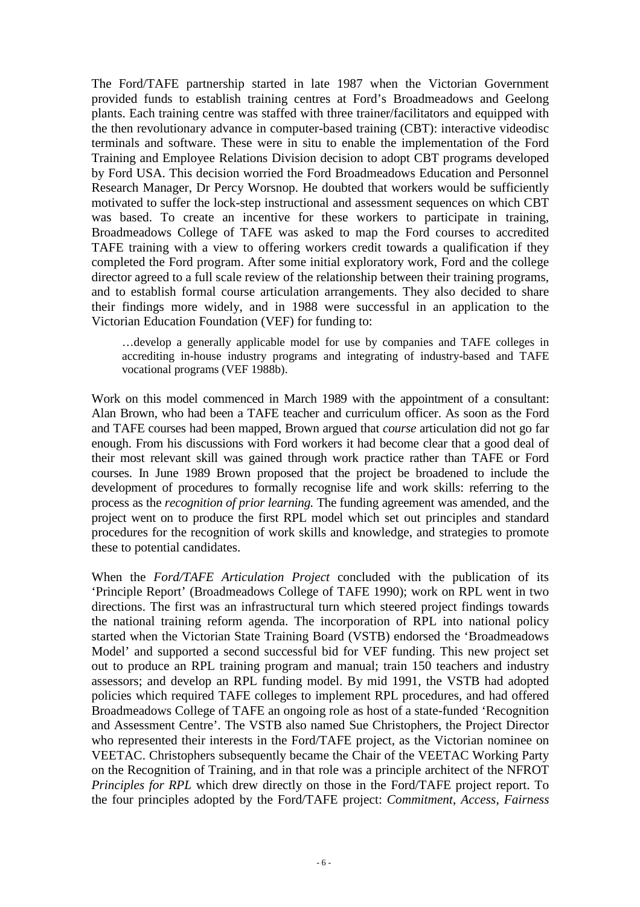The Ford/TAFE partnership started in late 1987 when the Victorian Government provided funds to establish training centres at Ford's Broadmeadows and Geelong plants. Each training centre was staffed with three trainer/facilitators and equipped with the then revolutionary advance in computer-based training (CBT): interactive videodisc terminals and software. These were in situ to enable the implementation of the Ford Training and Employee Relations Division decision to adopt CBT programs developed by Ford USA. This decision worried the Ford Broadmeadows Education and Personnel Research Manager, Dr Percy Worsnop. He doubted that workers would be sufficiently motivated to suffer the lock-step instructional and assessment sequences on which CBT was based. To create an incentive for these workers to participate in training, Broadmeadows College of TAFE was asked to map the Ford courses to accredited TAFE training with a view to offering workers credit towards a qualification if they completed the Ford program. After some initial exploratory work, Ford and the college director agreed to a full scale review of the relationship between their training programs, and to establish formal course articulation arrangements. They also decided to share their findings more widely, and in 1988 were successful in an application to the Victorian Education Foundation (VEF) for funding to:

> …develop a generally applicable model for use by companies and TAFE colleges in accrediting in-house industry programs and integrating of industry-based and TAFE vocational programs (VEF 1988b).

Work on this model commenced in March 1989 with the appointment of a consultant: Alan Brown, who had been a TAFE teacher and curriculum officer. As soon as the Ford and TAFE courses had been mapped, Brown argued that *course* articulation did not go far enough. From his discussions with Ford workers it had become clear that a good deal of their most relevant skill was gained through work practice rather than TAFE or Ford courses. In June 1989 Brown proposed that the project be broadened to include the development of procedures to formally recognise life and work skills: referring to the process as the *recognition of prior learning.* The funding agreement was amended, and the project went on to produce the first RPL model which set out principles and standard procedures for the recognition of work skills and knowledge, and strategies to promote these to potential candidates.

When the *Ford/TAFE Articulation Project* concluded with the publication of its 'Principle Report' (Broadmeadows College of TAFE 1990); work on RPL went in two directions. The first was an infrastructural turn which steered project findings towards the national training reform agenda. The incorporation of RPL into national policy started when the Victorian State Training Board (VSTB) endorsed the 'Broadmeadows Model' and supported a second successful bid for VEF funding. This new project set out to produce an RPL training program and manual; train 150 teachers and industry assessors; and develop an RPL funding model. By mid 1991, the VSTB had adopted policies which required TAFE colleges to implement RPL procedures, and had offered Broadmeadows College of TAFE an ongoing role as host of a state-funded 'Recognition and Assessment Centre'. The VSTB also named Sue Christophers, the Project Director who represented their interests in the Ford/TAFE project, as the Victorian nominee on VEETAC. Christophers subsequently became the Chair of the VEETAC Working Party on the Recognition of Training, and in that role was a principle architect of the NFROT *Principles for RPL* which drew directly on those in the Ford/TAFE project report. To the four principles adopted by the Ford/TAFE project: *Commitment*, *Access*, *Fairness*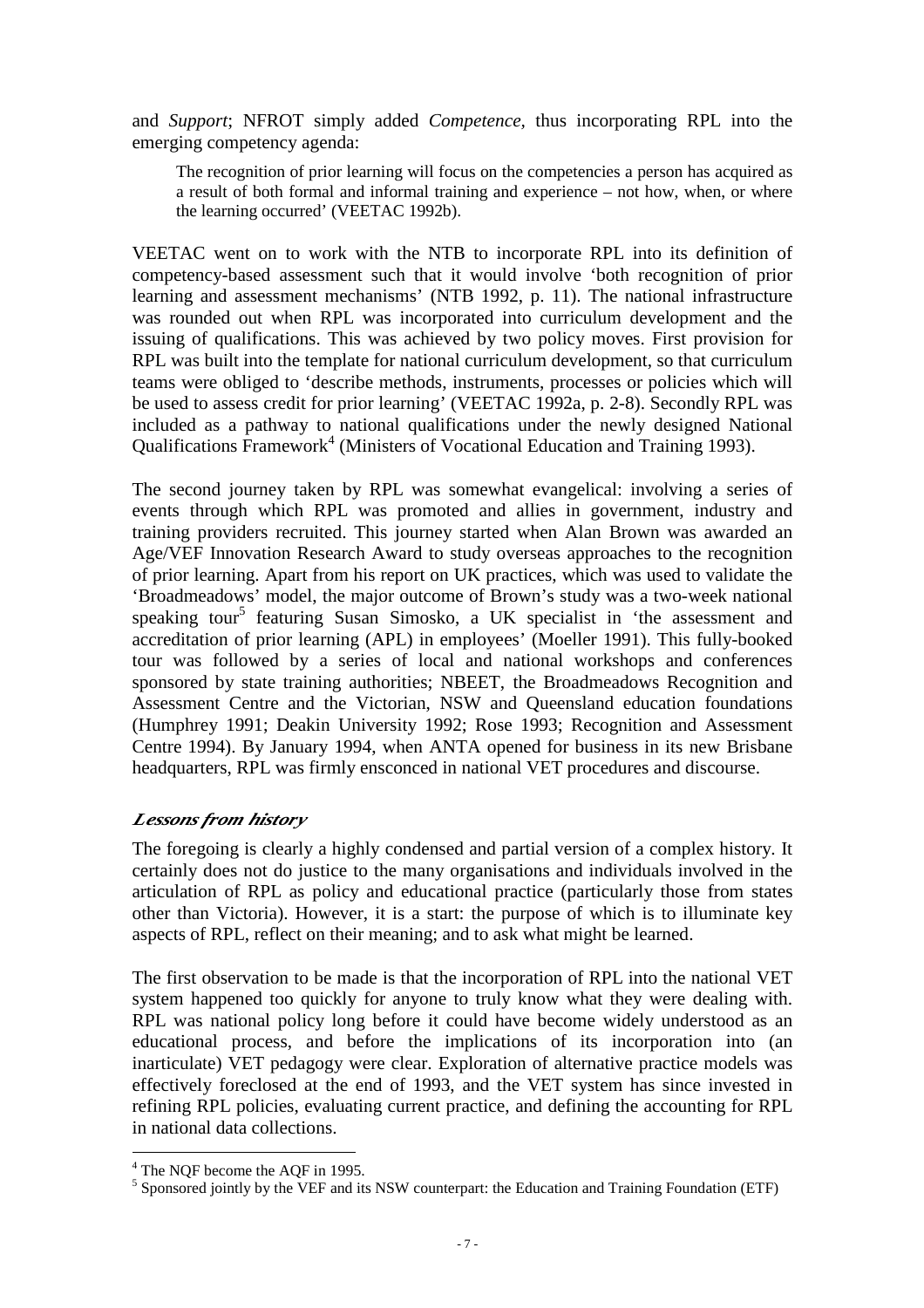and *Support*; NFROT simply added *Competence,* thus incorporating RPL into the emerging competency agenda:

> The recognition of prior learning will focus on the competencies a person has acquired as a result of both formal and informal training and experience – not how, when, or where the learning occurred' (VEETAC 1992b).

VEETAC went on to work with the NTB to incorporate RPL into its definition of competency-based assessment such that it would involve 'both recognition of prior learning and assessment mechanisms' (NTB 1992, p. 11). The national infrastructure was rounded out when RPL was incorporated into curriculum development and the issuing of qualifications. This was achieved by two policy moves. First provision for RPL was built into the template for national curriculum development, so that curriculum teams were obliged to 'describe methods, instruments, processes or policies which will be used to assess credit for prior learning' (VEETAC 1992a, p. 2-8). Secondly RPL was included as a pathway to national qualifications under the newly designed National Qualifications Framework[4] (Ministers of Vocational Education and Training 1993).

The second journey taken by RPL was somewhat evangelical: involving a series of events through which RPL was promoted and allies in government, industry and training providers recruited. This journey started when Alan Brown was awarded an Age/VEF Innovation Research Award to study overseas approaches to the recognition of prior learning. Apart from his report on UK practices, which was used to validate the 'Broadmeadows' model, the major outcome of Brown's study was a two-week national speaking tour[5] featuring Susan Simosko, a UK specialist in 'the assessment and accreditation of prior learning (APL) in employees' (Moeller 1991). This fully-booked tour was followed by a series of local and national workshops and conferences sponsored by state training authorities; NBEET, the Broadmeadows Recognition and Assessment Centre and the Victorian, NSW and Queensland education foundations (Humphrey 1991; Deakin University 1992; Rose 1993; Recognition and Assessment Centre 1994). By January 1994, when ANTA opened for business in its new Brisbane headquarters, RPL was firmly ensconced in national VET procedures and discourse.

### *Lessons from history*

The foregoing is clearly a highly condensed and partial version of a complex history. It certainly does not do justice to the many organisations and individuals involved in the articulation of RPL as policy and educational practice (particularly those from states other than Victoria). However, it is a start: the purpose of which is to illuminate key aspects of RPL, reflect on their meaning; and to ask what might be learned.

The first observation to be made is that the incorporation of RPL into the national VET system happened too quickly for anyone to truly know what they were dealing with. RPL was national policy long before it could have become widely understood as an educational process, and before the implications of its incorporation into (an inarticulate) VET pedagogy were clear. Exploration of alternative practice models was effectively foreclosed at the end of 1993, and the VET system has since invested in refining RPL policies, evaluating current practice, and defining the accounting for RPL in national data collections.

---

[4] The NQF become the AQF in 1995.

[5] Sponsored jointly by the VEF and its NSW counterpart: the Education and Training Foundation (ETF)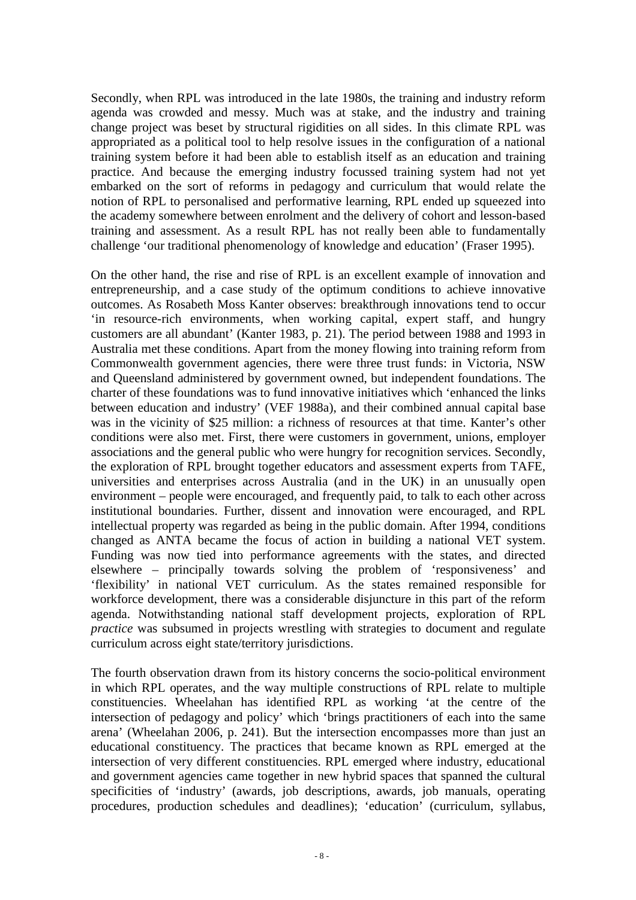Secondly, when RPL was introduced in the late 1980s, the training and industry reform agenda was crowded and messy. Much was at stake, and the industry and training change project was beset by structural rigidities on all sides. In this climate RPL was appropriated as a political tool to help resolve issues in the configuration of a national training system before it had been able to establish itself as an education and training practice. And because the emerging industry focussed training system had not yet embarked on the sort of reforms in pedagogy and curriculum that would relate the notion of RPL to personalised and performative learning, RPL ended up squeezed into the academy somewhere between enrolment and the delivery of cohort and lesson-based training and assessment. As a result RPL has not really been able to fundamentally challenge 'our traditional phenomenology of knowledge and education' (Fraser 1995).

On the other hand, the rise and rise of RPL is an excellent example of innovation and entrepreneurship, and a case study of the optimum conditions to achieve innovative outcomes. As Rosabeth Moss Kanter observes: breakthrough innovations tend to occur 'in resource-rich environments, when working capital, expert staff, and hungry customers are all abundant' (Kanter 1983, p. 21). The period between 1988 and 1993 in Australia met these conditions. Apart from the money flowing into training reform from Commonwealth government agencies, there were three trust funds: in Victoria, NSW and Queensland administered by government owned, but independent foundations. The charter of these foundations was to fund innovative initiatives which 'enhanced the links between education and industry' (VEF 1988a), and their combined annual capital base was in the vicinity of $25 million: a richness of resources at that time. Kanter's other conditions were also met. First, there were customers in government, unions, employer associations and the general public who were hungry for recognition services. Secondly, the exploration of RPL brought together educators and assessment experts from TAFE, universities and enterprises across Australia (and in the UK) in an unusually open environment – people were encouraged, and frequently paid, to talk to each other across institutional boundaries. Further, dissent and innovation were encouraged, and RPL intellectual property was regarded as being in the public domain. After 1994, conditions changed as ANTA became the focus of action in building a national VET system. Funding was now tied into performance agreements with the states, and directed elsewhere – principally towards solving the problem of 'responsiveness' and 'flexibility' in national VET curriculum. As the states remained responsible for workforce development, there was a considerable disjuncture in this part of the reform agenda. Notwithstanding national staff development projects, exploration of RPL *practice* was subsumed in projects wrestling with strategies to document and regulate curriculum across eight state/territory jurisdictions.

The fourth observation drawn from its history concerns the socio-political environment in which RPL operates, and the way multiple constructions of RPL relate to multiple constituencies. Wheelahan has identified RPL as working 'at the centre of the intersection of pedagogy and policy' which 'brings practitioners of each into the same arena' (Wheelahan 2006, p. 241). But the intersection encompasses more than just an educational constituency. The practices that became known as RPL emerged at the intersection of very different constituencies. RPL emerged where industry, educational and government agencies came together in new hybrid spaces that spanned the cultural specificities of 'industry' (awards, job descriptions, awards, job manuals, operating procedures, production schedules and deadlines); 'education' (curriculum, syllabus,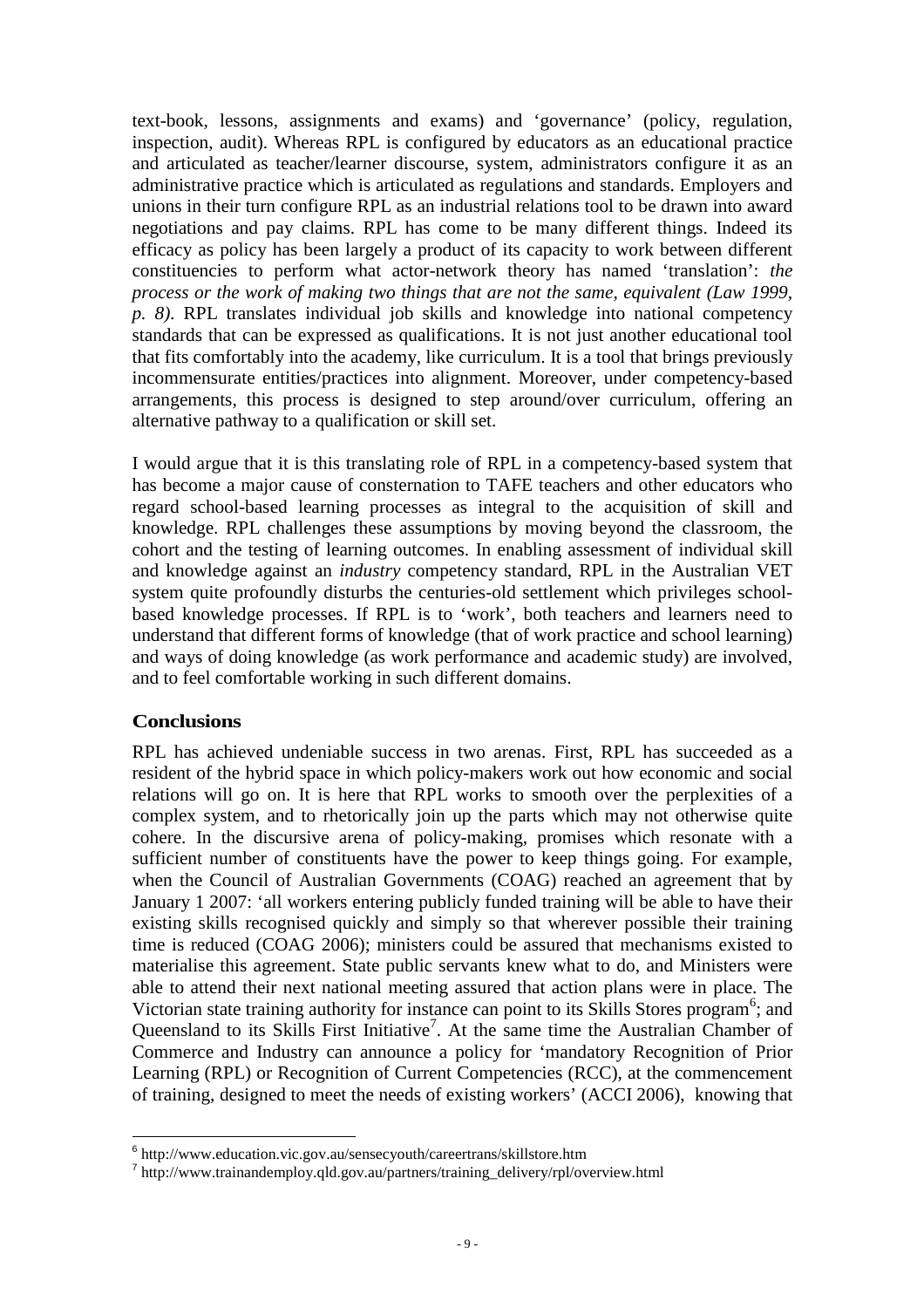text-book, lessons, assignments and exams) and 'governance' (policy, regulation, inspection, audit). Whereas RPL is configured by educators as an educational practice and articulated as teacher/learner discourse, system, administrators configure it as an administrative practice which is articulated as regulations and standards. Employers and unions in their turn configure RPL as an industrial relations tool to be drawn into award negotiations and pay claims. RPL has come to be many different things. Indeed its efficacy as policy has been largely a product of its capacity to work between different constituencies to perform what actor-network theory has named 'translation': *the process or the work of making two things that are not the same, equivalent (Law 1999, p. 8)*. RPL translates individual job skills and knowledge into national competency standards that can be expressed as qualifications. It is not just another educational tool that fits comfortably into the academy, like curriculum. It is a tool that brings previously incommensurate entities/practices into alignment. Moreover, under competency-based arrangements, this process is designed to step around/over curriculum, offering an alternative pathway to a qualification or skill set.

I would argue that it is this translating role of RPL in a competency-based system that has become a major cause of consternation to TAFE teachers and other educators who regard school-based learning processes as integral to the acquisition of skill and knowledge. RPL challenges these assumptions by moving beyond the classroom, the cohort and the testing of learning outcomes. In enabling assessment of individual skill and knowledge against an *industry* competency standard, RPL in the Australian VET system quite profoundly disturbs the centuries-old settlement which privileges school-based knowledge processes. If RPL is to 'work', both teachers and learners need to understand that different forms of knowledge (that of work practice and school learning) and ways of doing knowledge (as work performance and academic study) are involved, and to feel comfortable working in such different domains.

## Conclusions

RPL has achieved undeniable success in two arenas. First, RPL has succeeded as a resident of the hybrid space in which policy-makers work out how economic and social relations will go on. It is here that RPL works to smooth over the perplexities of a complex system, and to rhetorically join up the parts which may not otherwise quite cohere. In the discursive arena of policy-making, promises which resonate with a sufficient number of constituents have the power to keep things going. For example, when the Council of Australian Governments (COAG) reached an agreement that by January 1 2007: 'all workers entering publicly funded training will be able to have their existing skills recognised quickly and simply so that wherever possible their training time is reduced (COAG 2006); ministers could be assured that mechanisms existed to materialise this agreement. State public servants knew what to do, and Ministers were able to attend their next national meeting assured that action plans were in place. The Victorian state training authority for instance can point to its Skills Stores program[6]; and Queensland to its Skills First Initiative[7]. At the same time the Australian Chamber of Commerce and Industry can announce a policy for 'mandatory Recognition of Prior Learning (RPL) or Recognition of Current Competencies (RCC), at the commencement of training, designed to meet the needs of existing workers' (ACCI 2006), knowing that

---

[6] http://www.education.vic.gov.au/sensecyouth/careertrans/skillstore.htm

[7] http://www.trainandemploy.qld.gov.au/partners/training_delivery/rpl/overview.html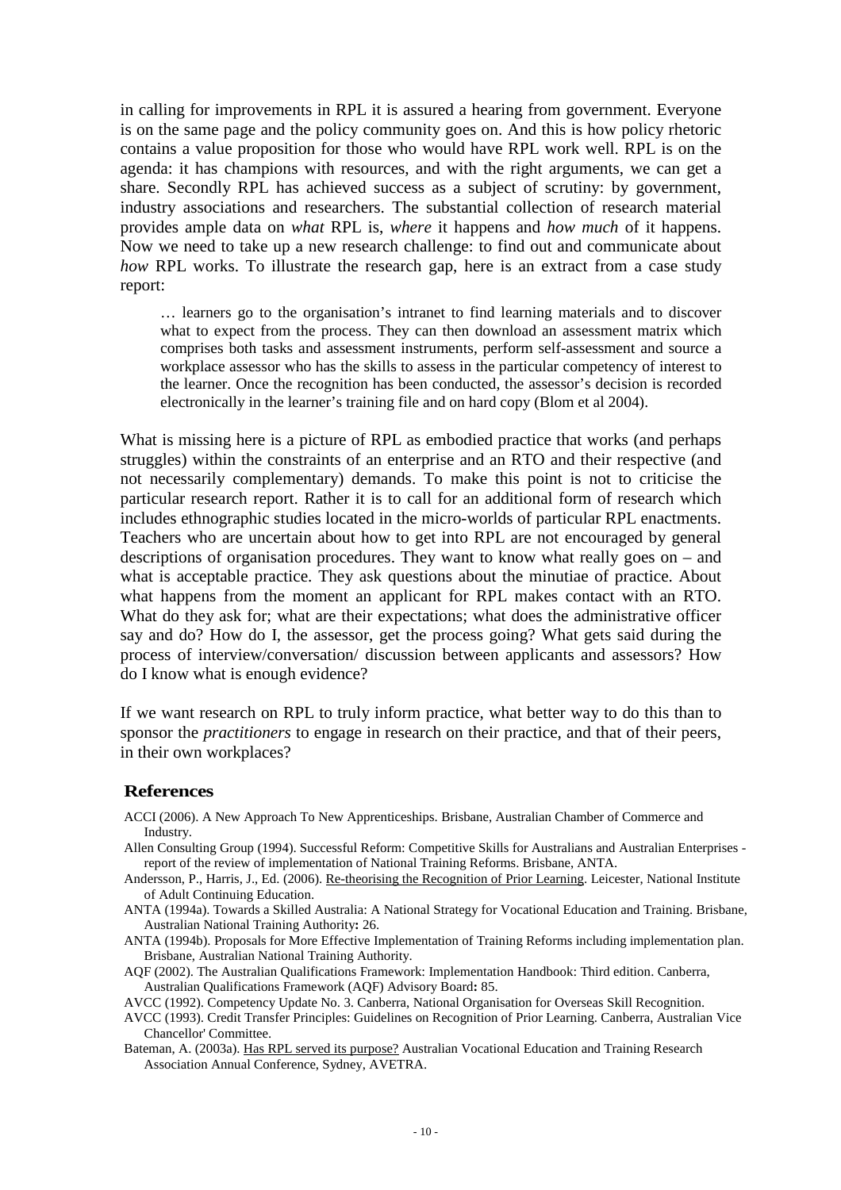in calling for improvements in RPL it is assured a hearing from government. Everyone is on the same page and the policy community goes on. And this is how policy rhetoric contains a value proposition for those who would have RPL work well. RPL is on the agenda: it has champions with resources, and with the right arguments, we can get a share. Secondly RPL has achieved success as a subject of scrutiny: by government, industry associations and researchers. The substantial collection of research material provides ample data on *what* RPL is, *where* it happens and *how much* of it happens. Now we need to take up a new research challenge: to find out and communicate about *how* RPL works. To illustrate the research gap, here is an extract from a case study report:

> … learners go to the organisation's intranet to find learning materials and to discover what to expect from the process. They can then download an assessment matrix which comprises both tasks and assessment instruments, perform self-assessment and source a workplace assessor who has the skills to assess in the particular competency of interest to the learner. Once the recognition has been conducted, the assessor's decision is recorded electronically in the learner's training file and on hard copy (Blom et al 2004).

What is missing here is a picture of RPL as embodied practice that works (and perhaps struggles) within the constraints of an enterprise and an RTO and their respective (and not necessarily complementary) demands. To make this point is not to criticise the particular research report. Rather it is to call for an additional form of research which includes ethnographic studies located in the micro-worlds of particular RPL enactments. Teachers who are uncertain about how to get into RPL are not encouraged by general descriptions of organisation procedures. They want to know what really goes on – and what is acceptable practice. They ask questions about the minutiae of practice. About what happens from the moment an applicant for RPL makes contact with an RTO. What do they ask for; what are their expectations; what does the administrative officer say and do? How do I, the assessor, get the process going? What gets said during the process of interview/conversation/ discussion between applicants and assessors? How do I know what is enough evidence?

If we want research on RPL to truly inform practice, what better way to do this than to sponsor the *practitioners* to engage in research on their practice, and that of their peers, in their own workplaces?

## References

ACCI (2006). A New Approach To New Apprenticeships. Brisbane, Australian Chamber of Commerce and Industry.

Allen Consulting Group (1994). Successful Reform: Competitive Skills for Australians and Australian Enterprises - report of the review of implementation of National Training Reforms. Brisbane, ANTA.

Andersson, P., Harris, J., Ed. (2006). Re-theorising the Recognition of Prior Learning. Leicester, National Institute of Adult Continuing Education.

ANTA (1994a). Towards a Skilled Australia: A National Strategy for Vocational Education and Training. Brisbane, Australian National Training Authority**:** 26.

ANTA (1994b). Proposals for More Effective Implementation of Training Reforms including implementation plan. Brisbane, Australian National Training Authority.

AQF (2002). The Australian Qualifications Framework: Implementation Handbook: Third edition. Canberra, Australian Qualifications Framework (AQF) Advisory Board**:** 85.

AVCC (1992). Competency Update No. 3. Canberra, National Organisation for Overseas Skill Recognition.

AVCC (1993). Credit Transfer Principles: Guidelines on Recognition of Prior Learning. Canberra, Australian Vice Chancellor' Committee.

Bateman, A. (2003a). Has RPL served its purpose? Australian Vocational Education and Training Research Association Annual Conference, Sydney, AVETRA.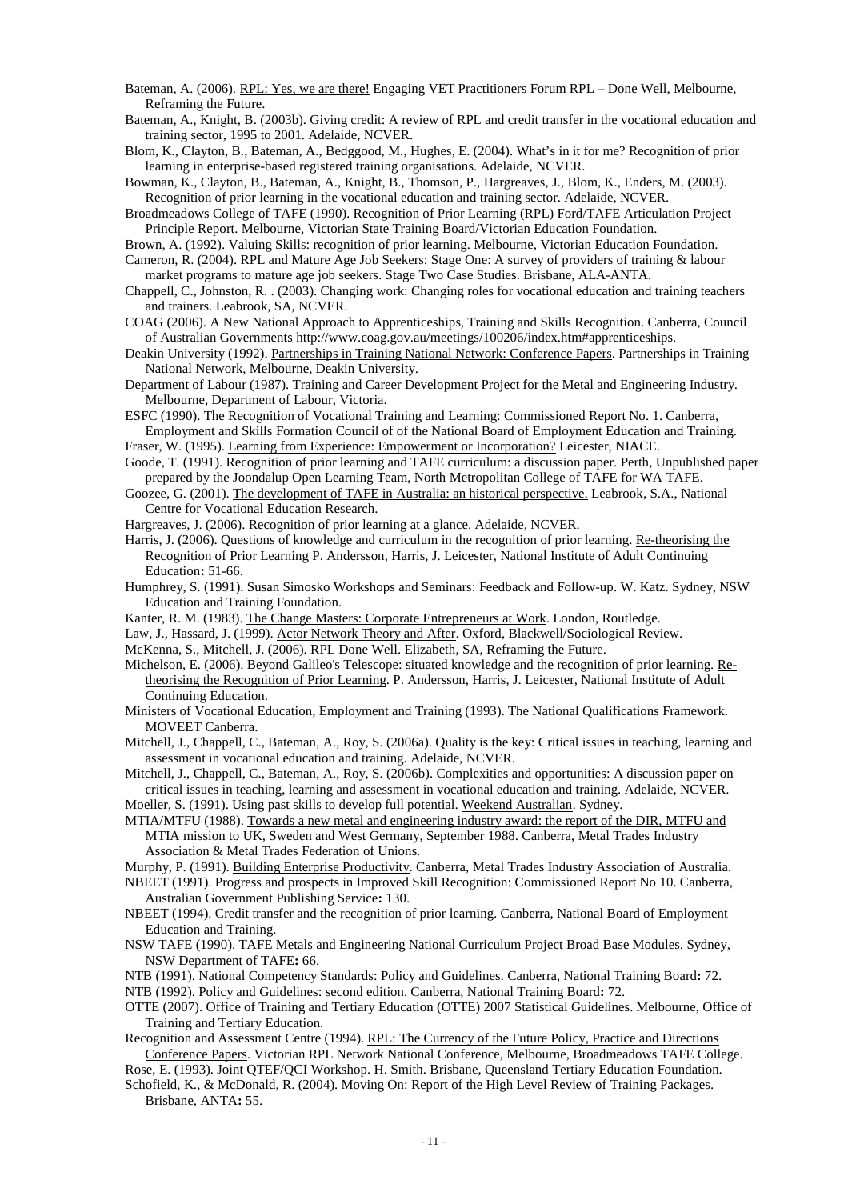Bateman, A. (2006). RPL: Yes, we are there! Engaging VET Practitioners Forum RPL – Done Well, Melbourne, Reframing the Future.

Bateman, A., Knight, B. (2003b). Giving credit: A review of RPL and credit transfer in the vocational education and training sector, 1995 to 2001. Adelaide, NCVER.

Blom, K., Clayton, B., Bateman, A., Bedggood, M., Hughes, E. (2004). What's in it for me? Recognition of prior learning in enterprise-based registered training organisations. Adelaide, NCVER.

Bowman, K., Clayton, B., Bateman, A., Knight, B., Thomson, P., Hargreaves, J., Blom, K., Enders, M. (2003). Recognition of prior learning in the vocational education and training sector. Adelaide, NCVER.

Broadmeadows College of TAFE (1990). Recognition of Prior Learning (RPL) Ford/TAFE Articulation Project Principle Report. Melbourne, Victorian State Training Board/Victorian Education Foundation.

Brown, A. (1992). Valuing Skills: recognition of prior learning. Melbourne, Victorian Education Foundation.

Cameron, R. (2004). RPL and Mature Age Job Seekers: Stage One: A survey of providers of training & labour market programs to mature age job seekers. Stage Two Case Studies. Brisbane, ALA-ANTA.

Chappell, C., Johnston, R. . (2003). Changing work: Changing roles for vocational education and training teachers and trainers. Leabrook, SA, NCVER.

COAG (2006). A New National Approach to Apprenticeships, Training and Skills Recognition. Canberra, Council of Australian Governments http://www.coag.gov.au/meetings/100206/index.htm#apprenticeships.

Deakin University (1992). Partnerships in Training National Network: Conference Papers. Partnerships in Training National Network, Melbourne, Deakin University.

Department of Labour (1987). Training and Career Development Project for the Metal and Engineering Industry. Melbourne, Department of Labour, Victoria.

ESFC (1990). The Recognition of Vocational Training and Learning: Commissioned Report No. 1. Canberra, Employment and Skills Formation Council of of the National Board of Employment Education and Training.

Fraser, W. (1995). Learning from Experience: Empowerment or Incorporation? Leicester, NIACE.

Goode, T. (1991). Recognition of prior learning and TAFE curriculum: a discussion paper. Perth, Unpublished paper prepared by the Joondalup Open Learning Team, North Metropolitan College of TAFE for WA TAFE.

Goozee, G. (2001). The development of TAFE in Australia: an historical perspective. Leabrook, S.A., National Centre for Vocational Education Research.

Hargreaves, J. (2006). Recognition of prior learning at a glance. Adelaide, NCVER.

Harris, J. (2006). Questions of knowledge and curriculum in the recognition of prior learning. Re-theorising the Recognition of Prior Learning P. Andersson, Harris, J. Leicester, National Institute of Adult Continuing Education**:** 51-66.

Humphrey, S. (1991). Susan Simosko Workshops and Seminars: Feedback and Follow-up. W. Katz. Sydney, NSW Education and Training Foundation.

Kanter, R. M. (1983). The Change Masters: Corporate Entrepreneurs at Work. London, Routledge.

Law, J., Hassard, J. (1999). Actor Network Theory and After. Oxford, Blackwell/Sociological Review.

McKenna, S., Mitchell, J. (2006). RPL Done Well. Elizabeth, SA, Reframing the Future.

Michelson, E. (2006). Beyond Galileo's Telescope: situated knowledge and the recognition of prior learning. Re-theorising the Recognition of Prior Learning. P. Andersson, Harris, J. Leicester, National Institute of Adult Continuing Education.

Ministers of Vocational Education, Employment and Training (1993). The National Qualifications Framework. MOVEET Canberra.

Mitchell, J., Chappell, C., Bateman, A., Roy, S. (2006a). Quality is the key: Critical issues in teaching, learning and assessment in vocational education and training. Adelaide, NCVER.

Mitchell, J., Chappell, C., Bateman, A., Roy, S. (2006b). Complexities and opportunities: A discussion paper on critical issues in teaching, learning and assessment in vocational education and training. Adelaide, NCVER.

Moeller, S. (1991). Using past skills to develop full potential. Weekend Australian. Sydney.

MTIA/MTFU (1988). Towards a new metal and engineering industry award: the report of the DIR, MTFU and MTIA mission to UK, Sweden and West Germany, September 1988. Canberra, Metal Trades Industry Association & Metal Trades Federation of Unions.

Murphy, P. (1991). Building Enterprise Productivity. Canberra, Metal Trades Industry Association of Australia.

NBEET (1991). Progress and prospects in Improved Skill Recognition: Commissioned Report No 10. Canberra, Australian Government Publishing Service**:** 130.

NBEET (1994). Credit transfer and the recognition of prior learning. Canberra, National Board of Employment Education and Training.

NSW TAFE (1990). TAFE Metals and Engineering National Curriculum Project Broad Base Modules. Sydney, NSW Department of TAFE**:** 66.

NTB (1991). National Competency Standards: Policy and Guidelines. Canberra, National Training Board**:** 72.

NTB (1992). Policy and Guidelines: second edition. Canberra, National Training Board**:** 72.

OTTE (2007). Office of Training and Tertiary Education (OTTE) 2007 Statistical Guidelines. Melbourne, Office of Training and Tertiary Education.

Recognition and Assessment Centre (1994). RPL: The Currency of the Future Policy, Practice and Directions Conference Papers. Victorian RPL Network National Conference, Melbourne, Broadmeadows TAFE College.

Rose, E. (1993). Joint QTEF/QCI Workshop. H. Smith. Brisbane, Queensland Tertiary Education Foundation.

Schofield, K., & McDonald, R. (2004). Moving On: Report of the High Level Review of Training Packages. Brisbane, ANTA**:** 55.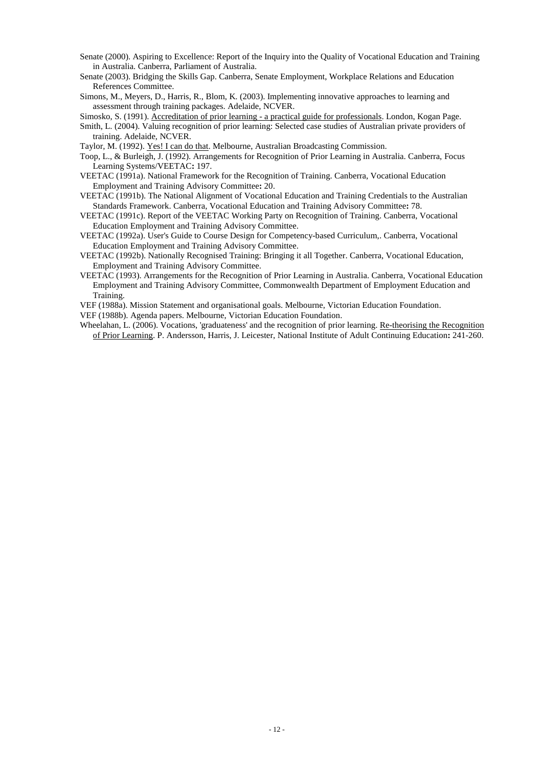Senate (2000). Aspiring to Excellence: Report of the Inquiry into the Quality of Vocational Education and Training in Australia. Canberra, Parliament of Australia.

Senate (2003). Bridging the Skills Gap. Canberra, Senate Employment, Workplace Relations and Education References Committee.

Simons, M., Meyers, D., Harris, R., Blom, K. (2003). Implementing innovative approaches to learning and assessment through training packages. Adelaide, NCVER.

Simosko, S. (1991). Accreditation of prior learning - a practical guide for professionals. London, Kogan Page.

Smith, L. (2004). Valuing recognition of prior learning: Selected case studies of Australian private providers of training. Adelaide, NCVER.

Taylor, M. (1992). Yes! I can do that. Melbourne, Australian Broadcasting Commission.

Toop, L., & Burleigh, J. (1992). Arrangements for Recognition of Prior Learning in Australia. Canberra, Focus Learning Systems/VEETAC**:** 197.

VEETAC (1991a). National Framework for the Recognition of Training. Canberra, Vocational Education Employment and Training Advisory Committee**:** 20.

VEETAC (1991b). The National Alignment of Vocational Education and Training Credentials to the Australian Standards Framework. Canberra, Vocational Education and Training Advisory Committee**:** 78.

VEETAC (1991c). Report of the VEETAC Working Party on Recognition of Training. Canberra, Vocational Education Employment and Training Advisory Committee.

VEETAC (1992a). User's Guide to Course Design for Competency-based Curriculum,. Canberra, Vocational Education Employment and Training Advisory Committee.

VEETAC (1992b). Nationally Recognised Training: Bringing it all Together. Canberra, Vocational Education, Employment and Training Advisory Committee.

VEETAC (1993). Arrangements for the Recognition of Prior Learning in Australia. Canberra, Vocational Education Employment and Training Advisory Committee, Commonwealth Department of Employment Education and Training.

VEF (1988a). Mission Statement and organisational goals. Melbourne, Victorian Education Foundation.

VEF (1988b). Agenda papers. Melbourne, Victorian Education Foundation.

Wheelahan, L. (2006). Vocations, 'graduateness' and the recognition of prior learning. Re-theorising the Recognition of Prior Learning. P. Andersson, Harris, J. Leicester, National Institute of Adult Continuing Education**:** 241-260.